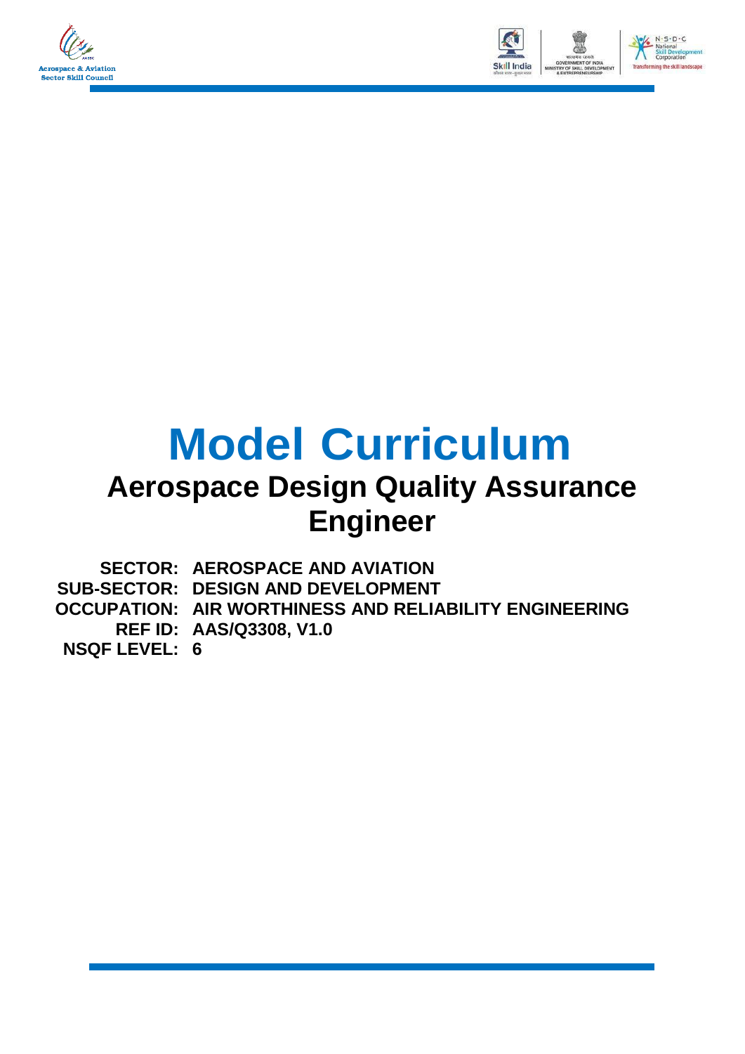# Model Curriculum

## Aerospace Design Quality Assurance Engineer

**SECTOR:** AEROSPACE AND AVIATION
**SUB-SECTOR:** DESIGN AND DEVELOPMENT
**OCCUPATION:** AIR WORTHINESS AND RELIABILITY ENGINEERING
**REF ID:** AAS/Q3308, V1.0
**NSQF LEVEL:** 6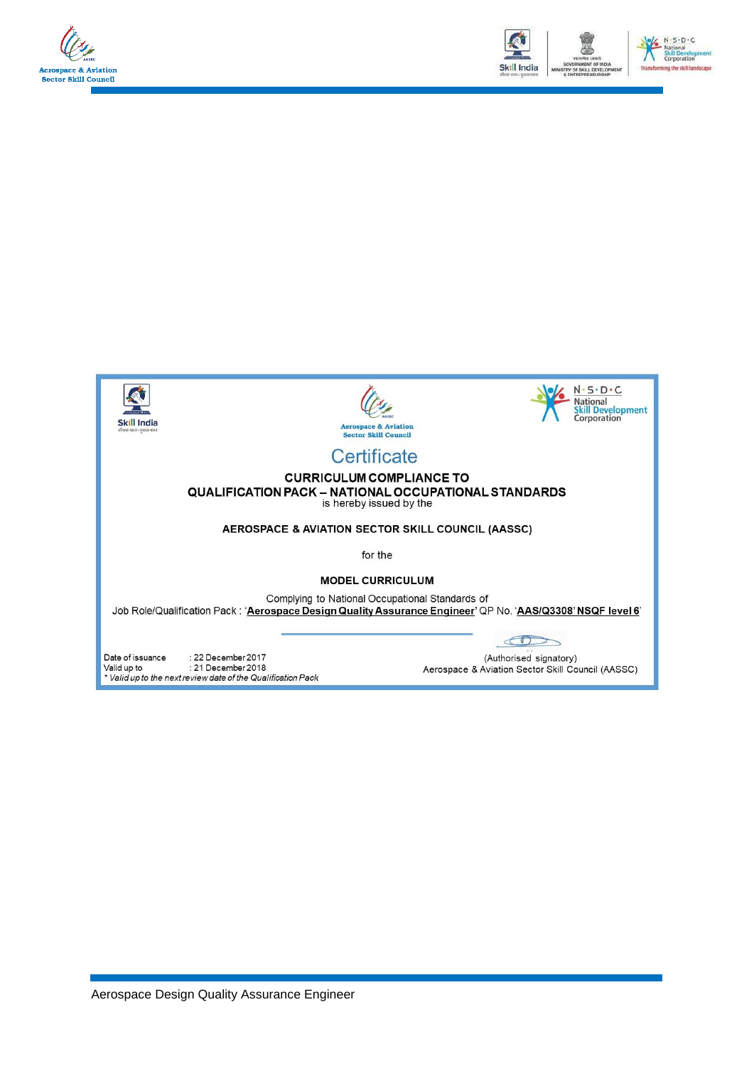# Certificate

**CURRICULUM COMPLIANCE TO**
**QUALIFICATION PACK – NATIONAL OCCUPATIONAL STANDARDS**

is hereby issued by the

**AEROSPACE & AVIATION SECTOR SKILL COUNCIL (AASSC)**

for the

**MODEL CURRICULUM**

Complying to National Occupational Standards of
Job Role/Qualification Pack : '**Aerospace Design Quality Assurance Engineer**' QP No. '**AAS/Q3308' NSQF level 6**'

Date of issuance : 22 December 2017
Valid up to : 21 December 2018
*\* Valid up to the next review date of the Qualification Pack*

(Authorised signatory)
Aerospace & Aviation Sector Skill Council (AASSC)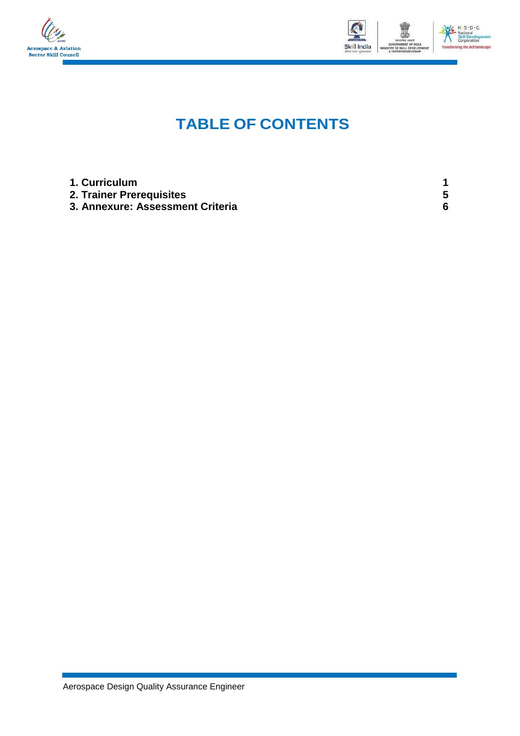# TABLE OF CONTENTS

| | |
|---|---|
| **1. Curriculum** | **1** |
| **2. Trainer Prerequisites** | **5** |
| **3. Annexure: Assessment Criteria** | **6** |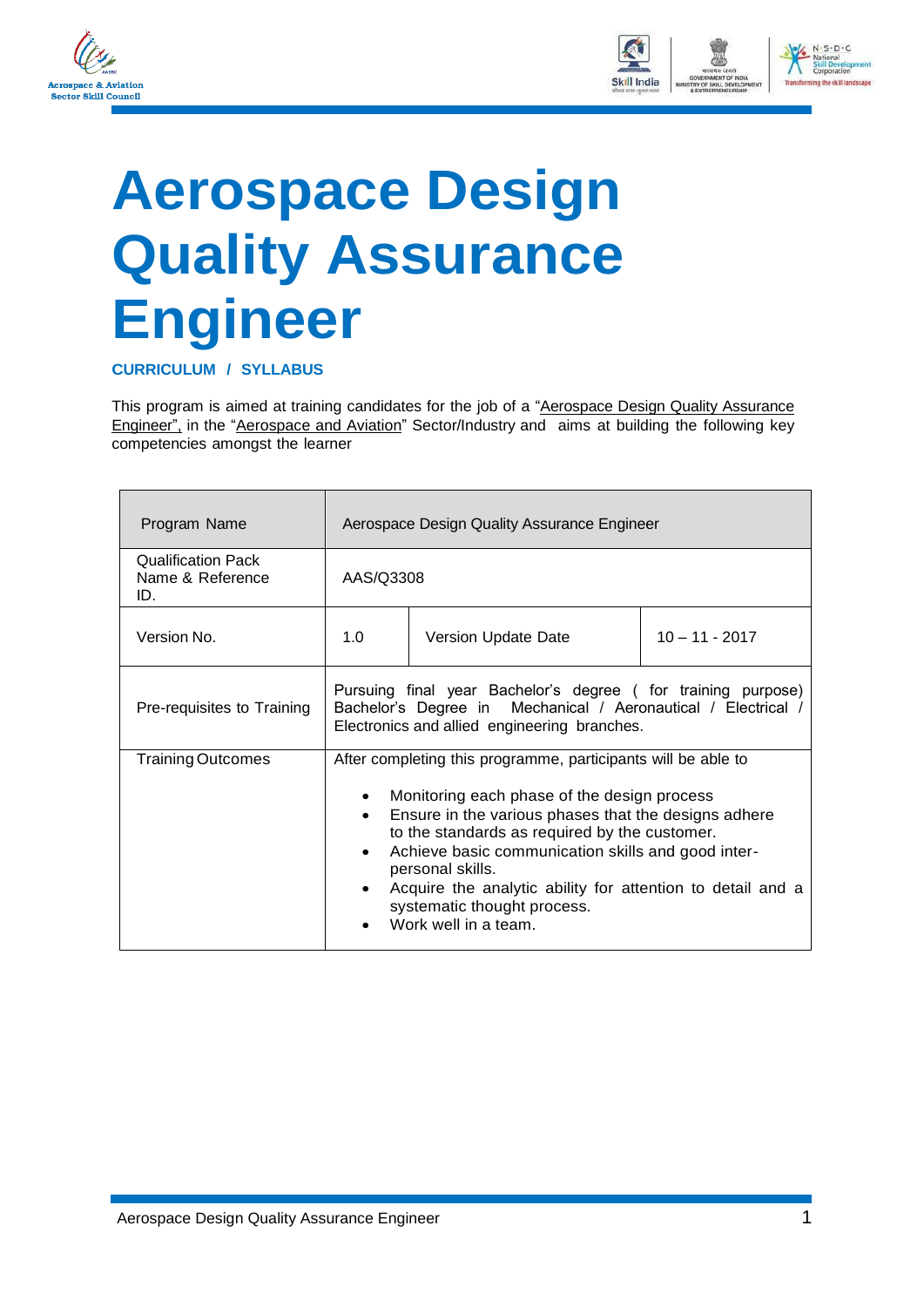# Aerospace Design Quality Assurance Engineer

**CURRICULUM / SYLLABUS**

This program is aimed at training candidates for the job of a "Aerospace Design Quality Assurance Engineer", in the "Aerospace and Aviation" Sector/Industry and aims at building the following key competencies amongst the learner

| Program Name | Aerospace Design Quality Assurance Engineer | | |
|---|---|---|---|
| Qualification Pack Name & Reference ID. | AAS/Q3308 | | |
| Version No. | 1.0 | Version Update Date | 10 – 11 - 2017 |
| Pre-requisites to Training | Pursuing final year Bachelor's degree ( for training purpose) Bachelor's Degree in Mechanical / Aeronautical / Electrical / Electronics and allied engineering branches. | | |
| Training Outcomes | After completing this programme, participants will be able to<br>• Monitoring each phase of the design process<br>• Ensure in the various phases that the designs adhere to the standards as required by the customer.<br>• Achieve basic communication skills and good inter-personal skills.<br>• Acquire the analytic ability for attention to detail and a systematic thought process.<br>• Work well in a team. | | |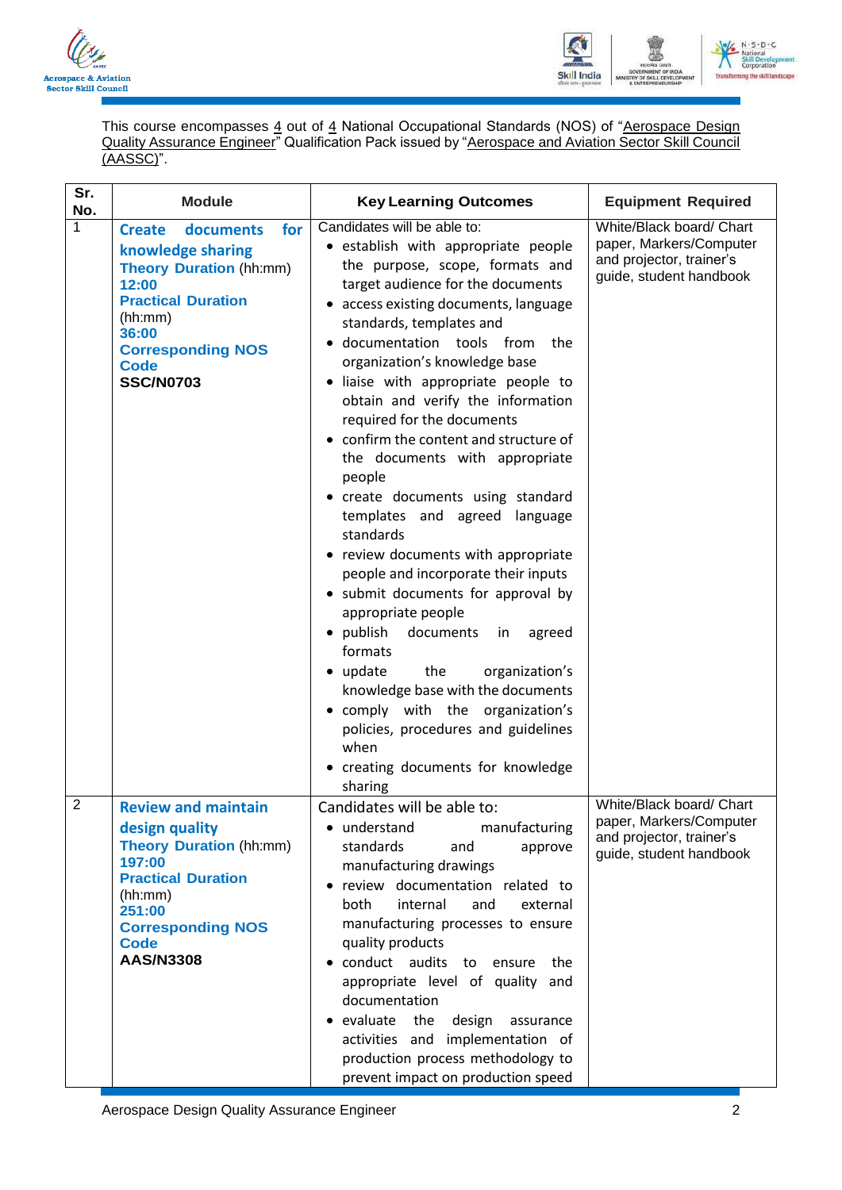This course encompasses 4 out of 4 National Occupational Standards (NOS) of "Aerospace Design Quality Assurance Engineer" Qualification Pack issued by "Aerospace and Aviation Sector Skill Council (AASSC)".

| Sr. No. | Module | Key Learning Outcomes | Equipment Required |
|---|---|---|---|
| 1 | **Create documents for knowledge sharing**<br>**Theory Duration** (hh:mm)<br>**12:00**<br>**Practical Duration** (hh:mm)<br>**36:00**<br>**Corresponding NOS Code**<br>**SSC/N0703** | Candidates will be able to:<br>• establish with appropriate people the purpose, scope, formats and target audience for the documents<br>• access existing documents, language standards, templates and<br>• documentation tools from the organization's knowledge base<br>• liaise with appropriate people to obtain and verify the information required for the documents<br>• confirm the content and structure of the documents with appropriate people<br>• create documents using standard templates and agreed language standards<br>• review documents with appropriate people and incorporate their inputs<br>• submit documents for approval by appropriate people<br>• publish documents in agreed formats<br>• update the organization's knowledge base with the documents<br>• comply with the organization's policies, procedures and guidelines when<br>• creating documents for knowledge sharing | White/Black board/ Chart paper, Markers/Computer and projector, trainer's guide, student handbook |
| 2 | **Review and maintain design quality**<br>**Theory Duration** (hh:mm)<br>**197:00**<br>**Practical Duration** (hh:mm)<br>**251:00**<br>**Corresponding NOS Code**<br>**AAS/N3308** | Candidates will be able to:<br>• understand manufacturing standards and approve manufacturing drawings<br>• review documentation related to both internal and external manufacturing processes to ensure quality products<br>• conduct audits to ensure the appropriate level of quality and documentation<br>• evaluate the design assurance activities and implementation of production process methodology to prevent impact on production speed | White/Black board/ Chart paper, Markers/Computer and projector, trainer's guide, student handbook |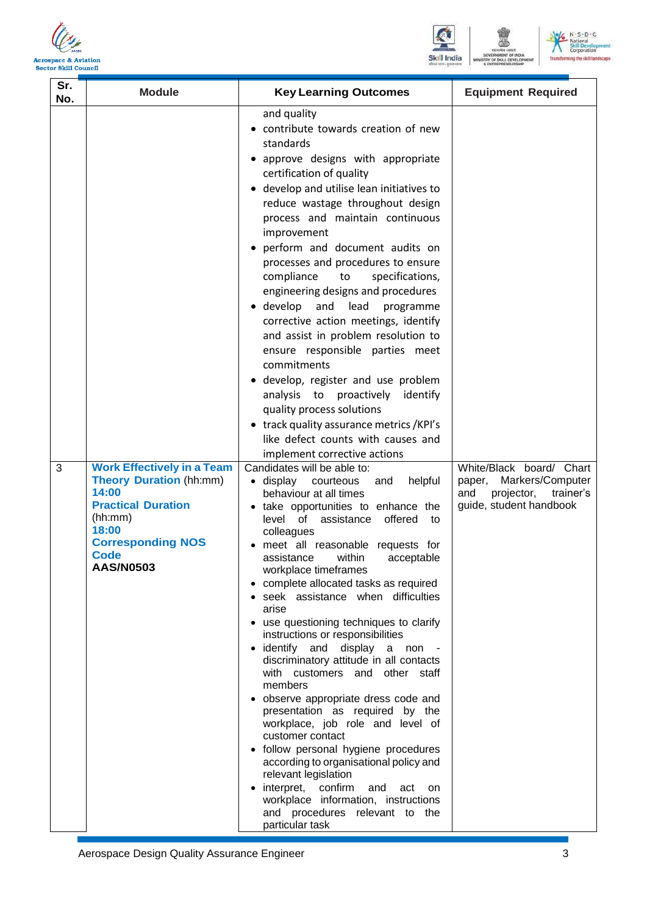| Sr. No. | Module | Key Learning Outcomes | Equipment Required |
|---|---|---|---|
| | | and quality<br>• contribute towards creation of new standards<br>• approve designs with appropriate certification of quality<br>• develop and utilise lean initiatives to reduce wastage throughout design process and maintain continuous improvement<br>• perform and document audits on processes and procedures to ensure compliance to specifications, engineering designs and procedures<br>• develop and lead programme corrective action meetings, identify and assist in problem resolution to ensure responsible parties meet commitments<br>• develop, register and use problem analysis to proactively identify quality process solutions<br>• track quality assurance metrics /KPI's like defect counts with causes and implement corrective actions | |
| 3 | **Work Effectively in a Team**<br>**Theory Duration** (hh:mm)<br>**14:00**<br>**Practical Duration** (hh:mm)<br>**18:00**<br>**Corresponding NOS Code**<br>**AAS/N0503** | Candidates will be able to:<br>• display courteous and helpful behaviour at all times<br>• take opportunities to enhance the level of assistance offered to colleagues<br>• meet all reasonable requests for assistance within acceptable workplace timeframes<br>• complete allocated tasks as required<br>• seek assistance when difficulties arise<br>• use questioning techniques to clarify instructions or responsibilities<br>• identify and display a non - discriminatory attitude in all contacts with customers and other staff members<br>• observe appropriate dress code and presentation as required by the workplace, job role and level of customer contact<br>• follow personal hygiene procedures according to organisational policy and relevant legislation<br>• interpret, confirm and act on workplace information, instructions and procedures relevant to the particular task | White/Black board/ Chart paper, Markers/Computer and projector, trainer's guide, student handbook |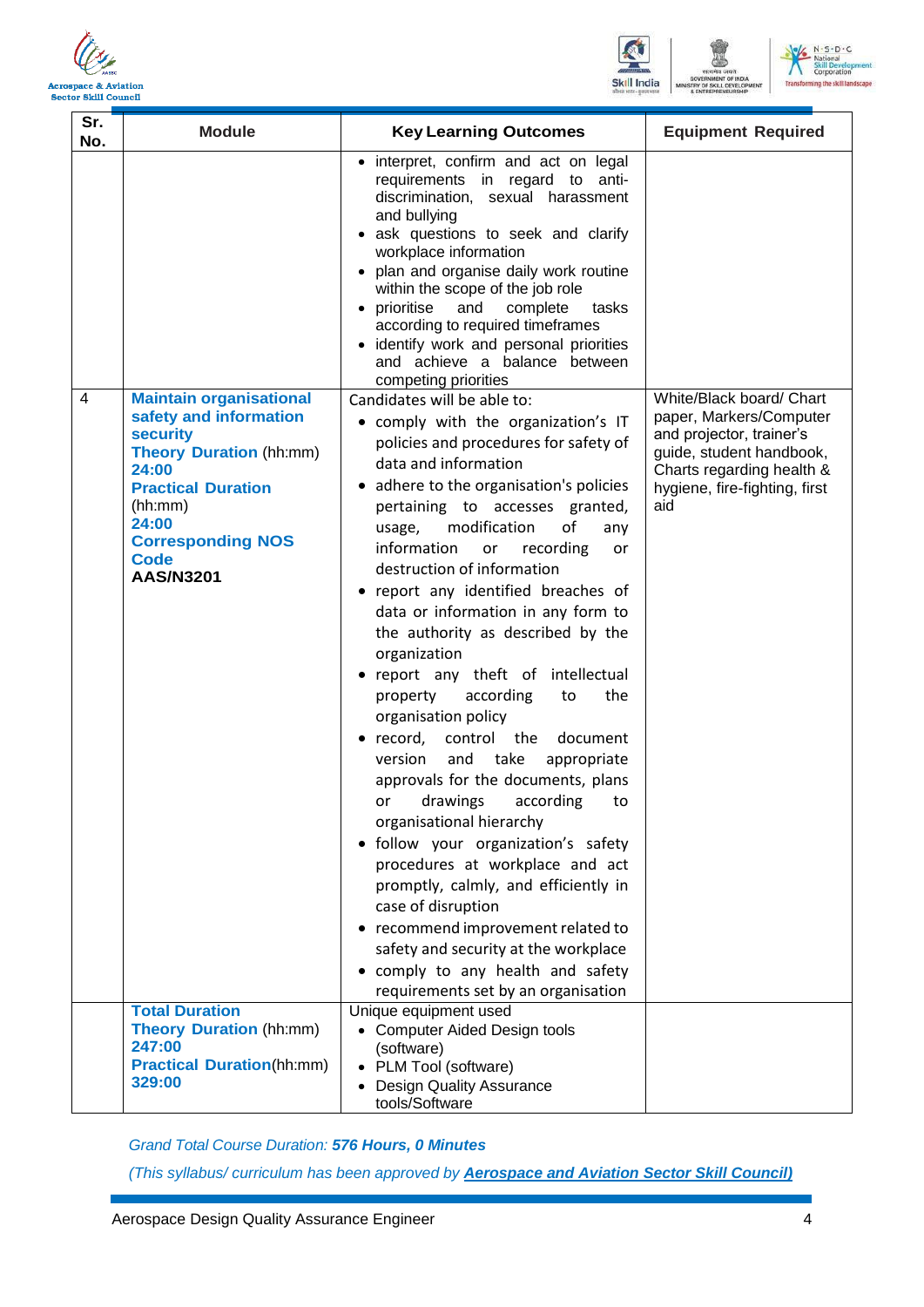| Sr. No. | Module | Key Learning Outcomes | Equipment Required |
|---|---|---|---|
| | | • interpret, confirm and act on legal requirements in regard to anti-discrimination, sexual harassment and bullying<br>• ask questions to seek and clarify workplace information<br>• plan and organise daily work routine within the scope of the job role<br>• prioritise and complete tasks according to required timeframes<br>• identify work and personal priorities and achieve a balance between competing priorities | |
| 4 | **Maintain organisational safety and information security**<br>**Theory Duration** (hh:mm)<br>**24:00**<br>**Practical Duration** (hh:mm)<br>**24:00**<br>**Corresponding NOS Code**<br>**AAS/N3201** | Candidates will be able to:<br>• comply with the organization's IT policies and procedures for safety of data and information<br>• adhere to the organisation's policies pertaining to accesses granted, usage, modification of any information or recording or destruction of information<br>• report any identified breaches of data or information in any form to the authority as described by the organization<br>• report any theft of intellectual property according to the organisation policy<br>• record, control the document version and take appropriate approvals for the documents, plans or drawings according to organisational hierarchy<br>• follow your organization's safety procedures at workplace and act promptly, calmly, and efficiently in case of disruption<br>• recommend improvement related to safety and security at the workplace<br>• comply to any health and safety requirements set by an organisation | White/Black board/ Chart paper, Markers/Computer and projector, trainer's guide, student handbook, Charts regarding health & hygiene, fire-fighting, first aid |
| | **Total Duration**<br>**Theory Duration** (hh:mm)<br>**247:00**<br>**Practical Duration**(hh:mm)<br>**329:00** | Unique equipment used<br>• Computer Aided Design tools (software)<br>• PLM Tool (software)<br>• Design Quality Assurance tools/Software | |

*Grand Total Course Duration: **576 Hours, 0 Minutes***

*(This syllabus/ curriculum has been approved by **Aerospace and Aviation Sector Skill Council)***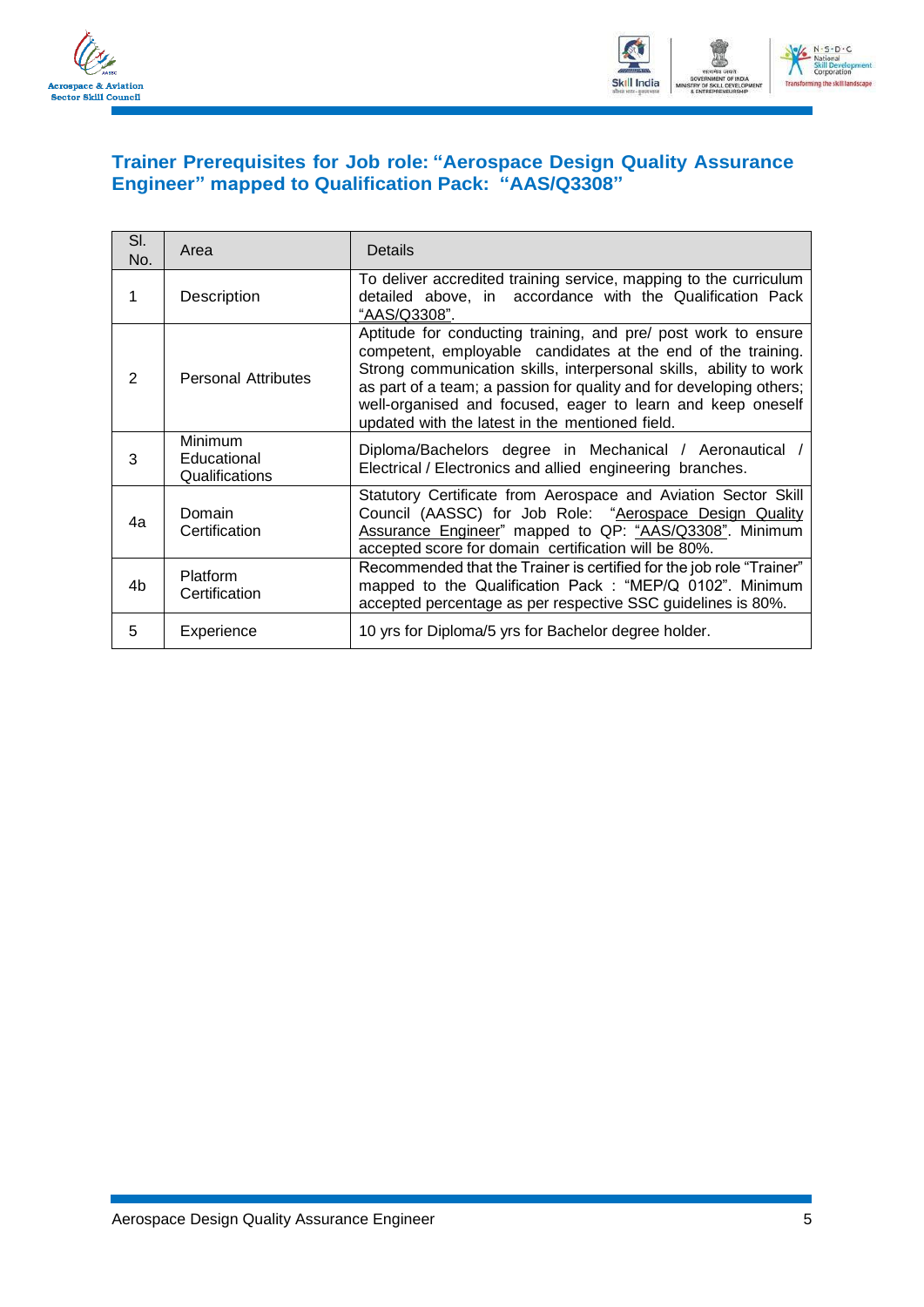## Trainer Prerequisites for Job role: "Aerospace Design Quality Assurance Engineer" mapped to Qualification Pack: "AAS/Q3308"

| Sl. No. | Area | Details |
| --- | --- | --- |
| 1 | Description | To deliver accredited training service, mapping to the curriculum detailed above, in accordance with the Qualification Pack "AAS/Q3308". |
| 2 | Personal Attributes | Aptitude for conducting training, and pre/ post work to ensure competent, employable candidates at the end of the training. Strong communication skills, interpersonal skills, ability to work as part of a team; a passion for quality and for developing others; well-organised and focused, eager to learn and keep oneself updated with the latest in the mentioned field. |
| 3 | Minimum Educational Qualifications | Diploma/Bachelors degree in Mechanical / Aeronautical / Electrical / Electronics and allied engineering branches. |
| 4a | Domain Certification | Statutory Certificate from Aerospace and Aviation Sector Skill Council (AASSC) for Job Role: "Aerospace Design Quality Assurance Engineer" mapped to QP: "AAS/Q3308". Minimum accepted score for domain certification will be 80%. |
| 4b | Platform Certification | Recommended that the Trainer is certified for the job role "Trainer" mapped to the Qualification Pack : "MEP/Q 0102". Minimum accepted percentage as per respective SSC guidelines is 80%. |
| 5 | Experience | 10 yrs for Diploma/5 yrs for Bachelor degree holder. |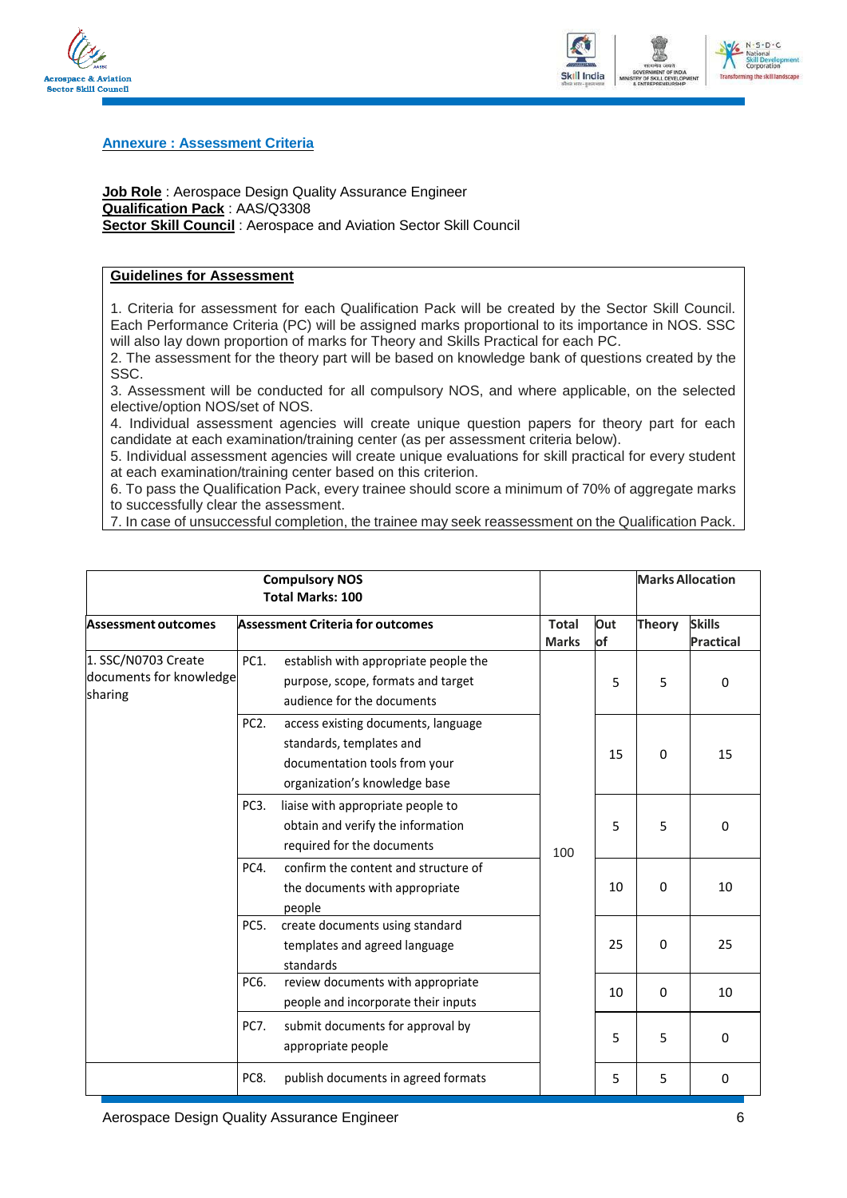## Annexure : Assessment Criteria

**Job Role** : Aerospace Design Quality Assurance Engineer
**Qualification Pack** : AAS/Q3308
**Sector Skill Council** : Aerospace and Aviation Sector Skill Council

**Guidelines for Assessment**

1. Criteria for assessment for each Qualification Pack will be created by the Sector Skill Council. Each Performance Criteria (PC) will be assigned marks proportional to its importance in NOS. SSC will also lay down proportion of marks for Theory and Skills Practical for each PC.
2. The assessment for the theory part will be based on knowledge bank of questions created by the SSC.
3. Assessment will be conducted for all compulsory NOS, and where applicable, on the selected elective/option NOS/set of NOS.
4. Individual assessment agencies will create unique question papers for theory part for each candidate at each examination/training center (as per assessment criteria below).
5. Individual assessment agencies will create unique evaluations for skill practical for every student at each examination/training center based on this criterion.
6. To pass the Qualification Pack, every trainee should score a minimum of 70% of aggregate marks to successfully clear the assessment.
7. In case of unsuccessful completion, the trainee may seek reassessment on the Qualification Pack.

| Compulsory NOS<br>Total Marks: 100 | | | | Marks Allocation | |
|---|---|---|---|---|---|
| **Assessment outcomes** | **Assessment Criteria for outcomes** | **Total Marks** | **Out of** | **Theory** | **Skills Practical** |
| 1. SSC/N0703 Create documents for knowledge sharing | PC1. establish with appropriate people the purpose, scope, formats and target audience for the documents | 100 | 5 | 5 | 0 |
| | PC2. access existing documents, language standards, templates and documentation tools from your organization's knowledge base | | 15 | 0 | 15 |
| | PC3. liaise with appropriate people to obtain and verify the information required for the documents | | 5 | 5 | 0 |
| | PC4. confirm the content and structure of the documents with appropriate people | | 10 | 0 | 10 |
| | PC5. create documents using standard templates and agreed language standards | | 25 | 0 | 25 |
| | PC6. review documents with appropriate people and incorporate their inputs | | 10 | 0 | 10 |
| | PC7. submit documents for approval by appropriate people | | 5 | 5 | 0 |
| | PC8. publish documents in agreed formats | | 5 | 5 | 0 |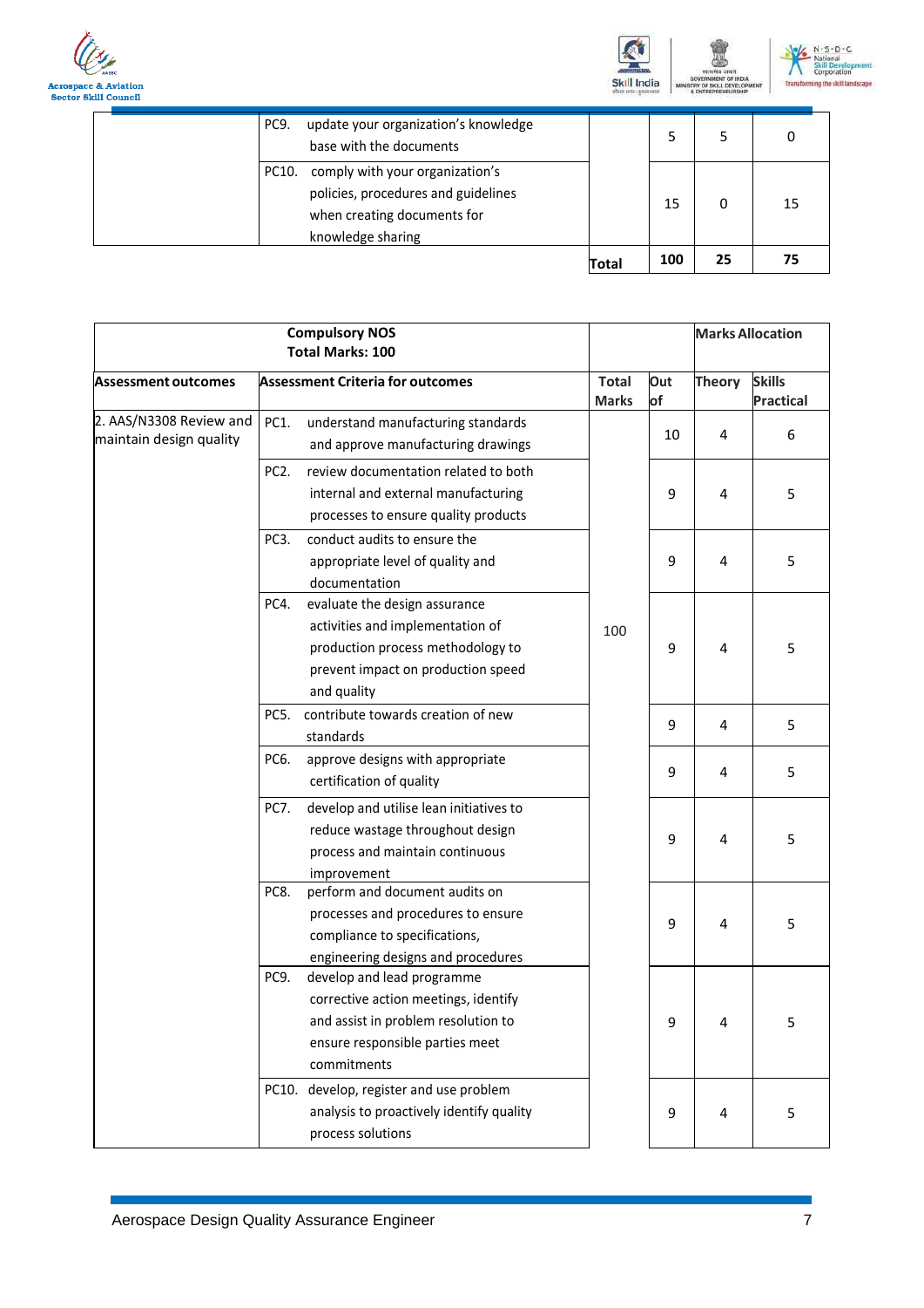| | | | | | |
|---|---|---|---|---|---|
| | PC9. update your organization's knowledge base with the documents | | 5 | 5 | 0 |
| | PC10. comply with your organization's policies, procedures and guidelines when creating documents for knowledge sharing | | 15 | 0 | 15 |
| | | Total | 100 | 25 | 75 |

| Compulsory NOS<br>Total Marks: 100 | | | | Marks Allocation | |
|---|---|---|---|---|---|
| **Assessment outcomes** | **Assessment Criteria for outcomes** | **Total Marks** | **Out of** | **Theory** | **Skills Practical** |
| 2. AAS/N3308 Review and maintain design quality | PC1. understand manufacturing standards and approve manufacturing drawings | 100 | 10 | 4 | 6 |
| | PC2. review documentation related to both internal and external manufacturing processes to ensure quality products | | 9 | 4 | 5 |
| | PC3. conduct audits to ensure the appropriate level of quality and documentation | | 9 | 4 | 5 |
| | PC4. evaluate the design assurance activities and implementation of production process methodology to prevent impact on production speed and quality | | 9 | 4 | 5 |
| | PC5. contribute towards creation of new standards | | 9 | 4 | 5 |
| | PC6. approve designs with appropriate certification of quality | | 9 | 4 | 5 |
| | PC7. develop and utilise lean initiatives to reduce wastage throughout design process and maintain continuous improvement | | 9 | 4 | 5 |
| | PC8. perform and document audits on processes and procedures to ensure compliance to specifications, engineering designs and procedures | | 9 | 4 | 5 |
| | PC9. develop and lead programme corrective action meetings, identify and assist in problem resolution to ensure responsible parties meet commitments | | 9 | 4 | 5 |
| | PC10. develop, register and use problem analysis to proactively identify quality process solutions | | 9 | 4 | 5 |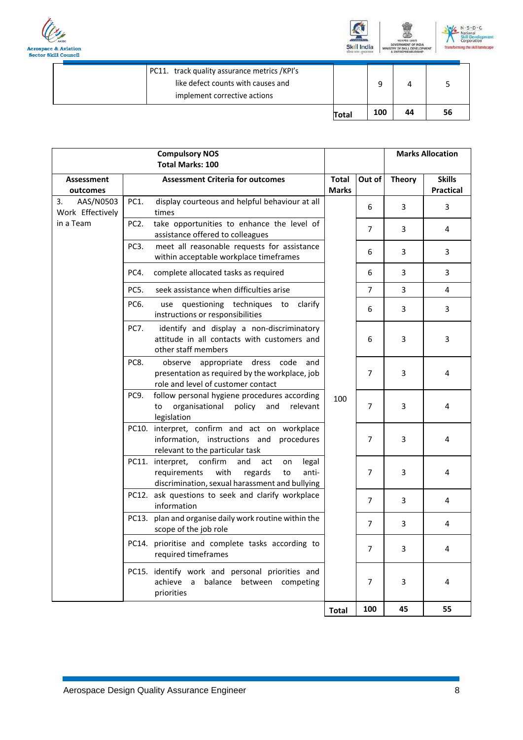| | | | | | |
|---|---|---|---|---|---|
| | PC11. track quality assurance metrics /KPI's like defect counts with causes and implement corrective actions | | 9 | 4 | 5 |
| | | Total | 100 | 44 | 56 |

| Compulsory NOS<br>Total Marks: 100 | | | | Marks Allocation | |
|---|---|---|---|---|---|
| Assessment outcomes | Assessment Criteria for outcomes | Total Marks | Out of | Theory | Skills Practical |
| 3. AAS/N0503 Work Effectively in a Team | PC1. display courteous and helpful behaviour at all times | 100 | 6 | 3 | 3 |
| | PC2. take opportunities to enhance the level of assistance offered to colleagues | | 7 | 3 | 4 |
| | PC3. meet all reasonable requests for assistance within acceptable workplace timeframes | | 6 | 3 | 3 |
| | PC4. complete allocated tasks as required | | 6 | 3 | 3 |
| | PC5. seek assistance when difficulties arise | | 7 | 3 | 4 |
| | PC6. use questioning techniques to clarify instructions or responsibilities | | 6 | 3 | 3 |
| | PC7. identify and display a non-discriminatory attitude in all contacts with customers and other staff members | | 6 | 3 | 3 |
| | PC8. observe appropriate dress code and presentation as required by the workplace, job role and level of customer contact | | 7 | 3 | 4 |
| | PC9. follow personal hygiene procedures according to organisational policy and relevant legislation | | 7 | 3 | 4 |
| | PC10. interpret, confirm and act on workplace information, instructions and procedures relevant to the particular task | | 7 | 3 | 4 |
| | PC11. interpret, confirm and act on legal requirements with regards to anti-discrimination, sexual harassment and bullying | | 7 | 3 | 4 |
| | PC12. ask questions to seek and clarify workplace information | | 7 | 3 | 4 |
| | PC13. plan and organise daily work routine within the scope of the job role | | 7 | 3 | 4 |
| | PC14. prioritise and complete tasks according to required timeframes | | 7 | 3 | 4 |
| | PC15. identify work and personal priorities and achieve a balance between competing priorities | | 7 | 3 | 4 |
| | | Total | 100 | 45 | 55 |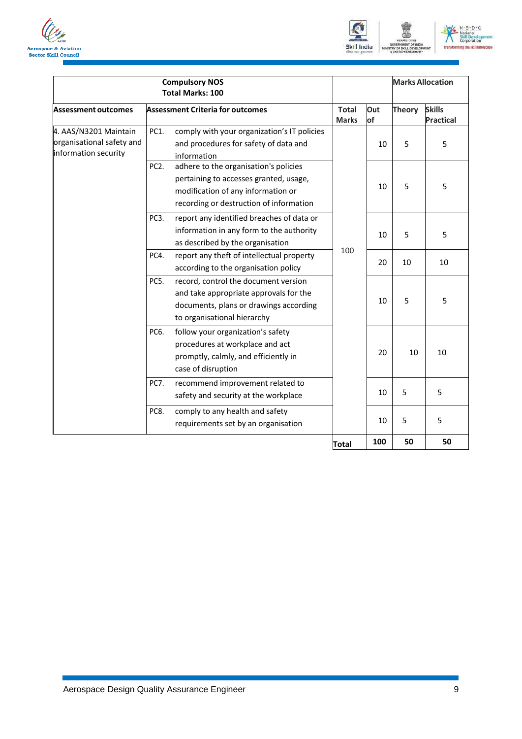| Compulsory NOS<br>Total Marks: 100 | | | | Marks Allocation | |
|---|---|---|---|---|---|
| **Assessment outcomes** | **Assessment Criteria for outcomes** | **Total Marks** | **Out of** | **Theory** | **Skills Practical** |
| 4. AAS/N3201 Maintain organisational safety and information security | PC1. comply with your organization's IT policies and procedures for safety of data and information | 100 | 10 | 5 | 5 |
| | PC2. adhere to the organisation's policies pertaining to accesses granted, usage, modification of any information or recording or destruction of information | | 10 | 5 | 5 |
| | PC3. report any identified breaches of data or information in any form to the authority as described by the organisation | | 10 | 5 | 5 |
| | PC4. report any theft of intellectual property according to the organisation policy | | 20 | 10 | 10 |
| | PC5. record, control the document version and take appropriate approvals for the documents, plans or drawings according to organisational hierarchy | | 10 | 5 | 5 |
| | PC6. follow your organization's safety procedures at workplace and act promptly, calmly, and efficiently in case of disruption | | 20 | 10 | 10 |
| | PC7. recommend improvement related to safety and security at the workplace | | 10 | 5 | 5 |
| | PC8. comply to any health and safety requirements set by an organisation | | 10 | 5 | 5 |
| | | **Total** | **100** | **50** | **50** |